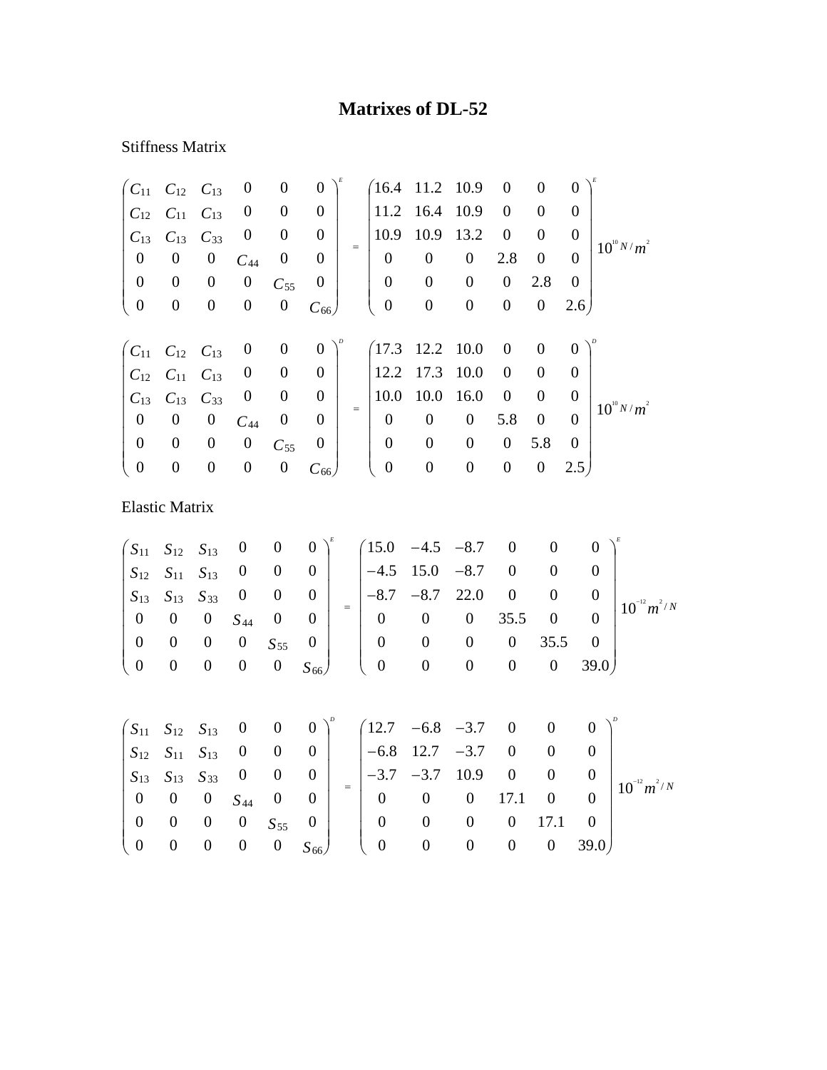# Matrixes of DL-52

Stiffness Matrix

$$
\begin{pmatrix}
C_{11} & C_{12} & C_{13} & 0 & 0 & 0 \\
C_{12} & C_{11} & C_{13} & 0 & 0 & 0 \\
C_{13} & C_{13} & C_{33} & 0 & 0 & 0 \\
0 & 0 & 0 & C_{44} & 0 & 0 \\
0 & 0 & 0 & 0 & C_{55} & 0 \\
0 & 0 & 0 & 0 & 0 & C_{66}
\end{pmatrix}^{E}
=
\begin{pmatrix}
16.4 & 11.2 & 10.9 & 0 & 0 & 0 \\
11.2 & 16.4 & 10.9 & 0 & 0 & 0 \\
10.9 & 10.9 & 13.2 & 0 & 0 & 0 \\
0 & 0 & 0 & 2.8 & 0 & 0 \\
0 & 0 & 0 & 0 & 2.8 & 0 \\
0 & 0 & 0 & 0 & 0 & 2.6
\end{pmatrix}^{E}
10^{10}\, N/m^{2}
$$

$$
\begin{pmatrix}
C_{11} & C_{12} & C_{13} & 0 & 0 & 0 \\
C_{12} & C_{11} & C_{13} & 0 & 0 & 0 \\
C_{13} & C_{13} & C_{33} & 0 & 0 & 0 \\
0 & 0 & 0 & C_{44} & 0 & 0 \\
0 & 0 & 0 & 0 & C_{55} & 0 \\
0 & 0 & 0 & 0 & 0 & C_{66}
\end{pmatrix}^{D}
=
\begin{pmatrix}
17.3 & 12.2 & 10.0 & 0 & 0 & 0 \\
12.2 & 17.3 & 10.0 & 0 & 0 & 0 \\
10.0 & 10.0 & 16.0 & 0 & 0 & 0 \\
0 & 0 & 0 & 5.8 & 0 & 0 \\
0 & 0 & 0 & 0 & 5.8 & 0 \\
0 & 0 & 0 & 0 & 0 & 2.5
\end{pmatrix}^{D}
10^{10}\, N/m^{2}
$$

Elastic Matrix

$$
\begin{pmatrix}
S_{11} & S_{12} & S_{13} & 0 & 0 & 0 \\
S_{12} & S_{11} & S_{13} & 0 & 0 & 0 \\
S_{13} & S_{13} & S_{33} & 0 & 0 & 0 \\
0 & 0 & 0 & S_{44} & 0 & 0 \\
0 & 0 & 0 & 0 & S_{55} & 0 \\
0 & 0 & 0 & 0 & 0 & S_{66}
\end{pmatrix}^{E}
=
\begin{pmatrix}
15.0 & -4.5 & -8.7 & 0 & 0 & 0 \\
-4.5 & 15.0 & -8.7 & 0 & 0 & 0 \\
-8.7 & -8.7 & 22.0 & 0 & 0 & 0 \\
0 & 0 & 0 & 35.5 & 0 & 0 \\
0 & 0 & 0 & 0 & 35.5 & 0 \\
0 & 0 & 0 & 0 & 0 & 39.0
\end{pmatrix}^{E}
10^{-12}\, m^{2}/N
$$

$$
\begin{pmatrix}
S_{11} & S_{12} & S_{13} & 0 & 0 & 0 \\
S_{12} & S_{11} & S_{13} & 0 & 0 & 0 \\
S_{13} & S_{13} & S_{33} & 0 & 0 & 0 \\
0 & 0 & 0 & S_{44} & 0 & 0 \\
0 & 0 & 0 & 0 & S_{55} & 0 \\
0 & 0 & 0 & 0 & 0 & S_{66}
\end{pmatrix}^{D}
=
\begin{pmatrix}
12.7 & -6.8 & -3.7 & 0 & 0 & 0 \\
-6.8 & 12.7 & -3.7 & 0 & 0 & 0 \\
-3.7 & -3.7 & 10.9 & 0 & 0 & 0 \\
0 & 0 & 0 & 17.1 & 0 & 0 \\
0 & 0 & 0 & 0 & 17.1 & 0 \\
0 & 0 & 0 & 0 & 0 & 39.0
\end{pmatrix}^{D}
10^{-12}\, m^{2}/N
$$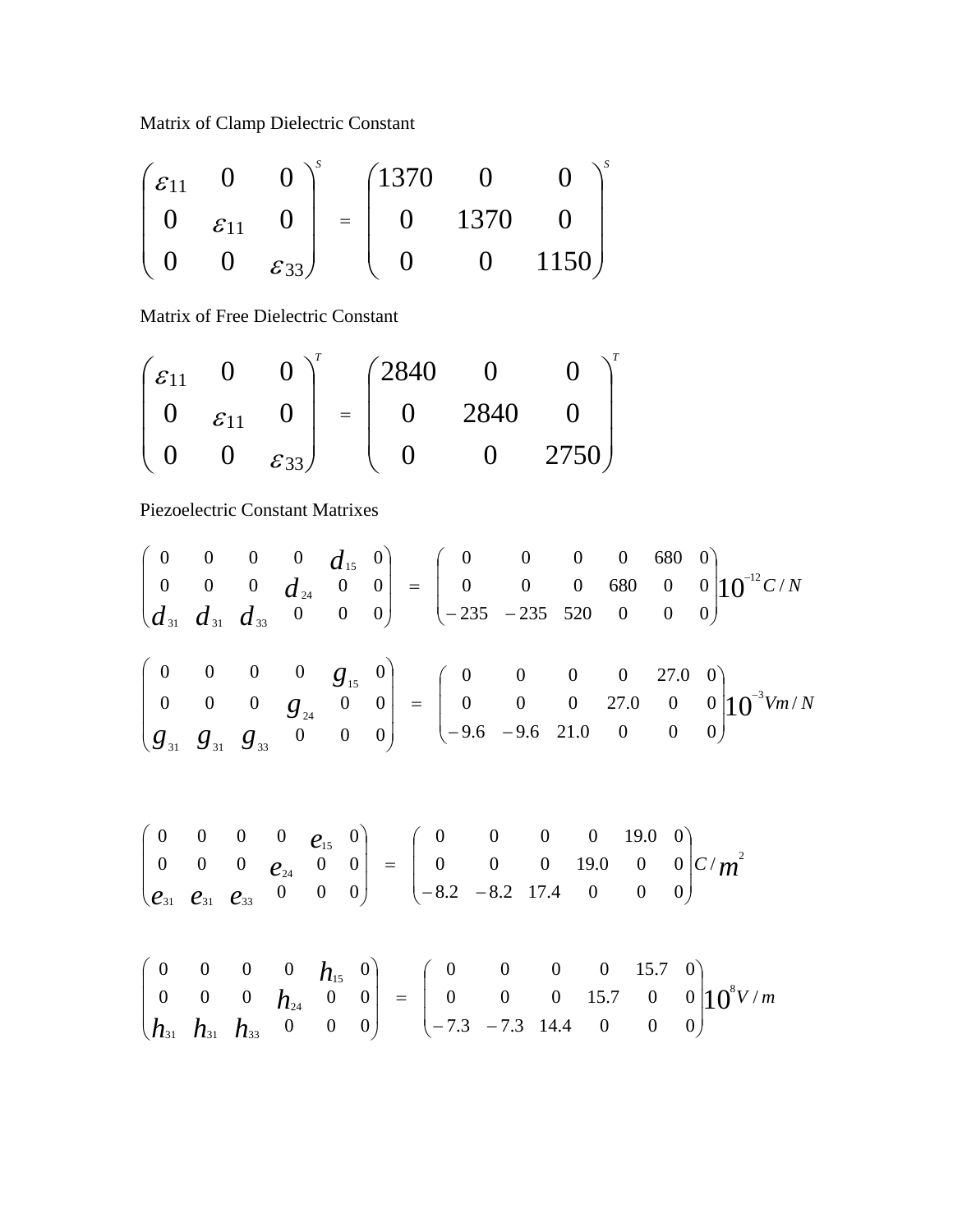Matrix of Clamp Dielectric Constant

$$\begin{pmatrix} \varepsilon_{11} & 0 & 0 \\ 0 & \varepsilon_{11} & 0 \\ 0 & 0 & \varepsilon_{33} \end{pmatrix}^S = \begin{pmatrix} 1370 & 0 & 0 \\ 0 & 1370 & 0 \\ 0 & 0 & 1150 \end{pmatrix}^S$$

Matrix of Free Dielectric Constant

$$\begin{pmatrix} \varepsilon_{11} & 0 & 0 \\ 0 & \varepsilon_{11} & 0 \\ 0 & 0 & \varepsilon_{33} \end{pmatrix}^T = \begin{pmatrix} 2840 & 0 & 0 \\ 0 & 2840 & 0 \\ 0 & 0 & 2750 \end{pmatrix}^T$$

Piezoelectric Constant Matrixes

$$\begin{pmatrix} 0 & 0 & 0 & 0 & d_{15} & 0 \\ 0 & 0 & 0 & d_{24} & 0 & 0 \\ d_{31} & d_{31} & d_{33} & 0 & 0 & 0 \end{pmatrix} = \begin{pmatrix} 0 & 0 & 0 & 0 & 680 & 0 \\ 0 & 0 & 0 & 680 & 0 & 0 \\ -235 & -235 & 520 & 0 & 0 & 0 \end{pmatrix} 10^{-12}\, C/N$$

$$\begin{pmatrix} 0 & 0 & 0 & 0 & g_{15} & 0 \\ 0 & 0 & 0 & g_{24} & 0 & 0 \\ g_{31} & g_{31} & g_{33} & 0 & 0 & 0 \end{pmatrix} = \begin{pmatrix} 0 & 0 & 0 & 0 & 27.0 & 0 \\ 0 & 0 & 0 & 27.0 & 0 & 0 \\ -9.6 & -9.6 & 21.0 & 0 & 0 & 0 \end{pmatrix} 10^{-3}\, Vm/N$$

$$\begin{pmatrix} 0 & 0 & 0 & 0 & e_{15} & 0 \\ 0 & 0 & 0 & e_{24} & 0 & 0 \\ e_{31} & e_{31} & e_{33} & 0 & 0 & 0 \end{pmatrix} = \begin{pmatrix} 0 & 0 & 0 & 0 & 19.0 & 0 \\ 0 & 0 & 0 & 19.0 & 0 & 0 \\ -8.2 & -8.2 & 17.4 & 0 & 0 & 0 \end{pmatrix} C/m^2$$

$$\begin{pmatrix} 0 & 0 & 0 & 0 & h_{15} & 0 \\ 0 & 0 & 0 & h_{24} & 0 & 0 \\ h_{31} & h_{31} & h_{33} & 0 & 0 & 0 \end{pmatrix} = \begin{pmatrix} 0 & 0 & 0 & 0 & 15.7 & 0 \\ 0 & 0 & 0 & 15.7 & 0 & 0 \\ -7.3 & -7.3 & 14.4 & 0 & 0 & 0 \end{pmatrix} 10^{8}\, V/m$$